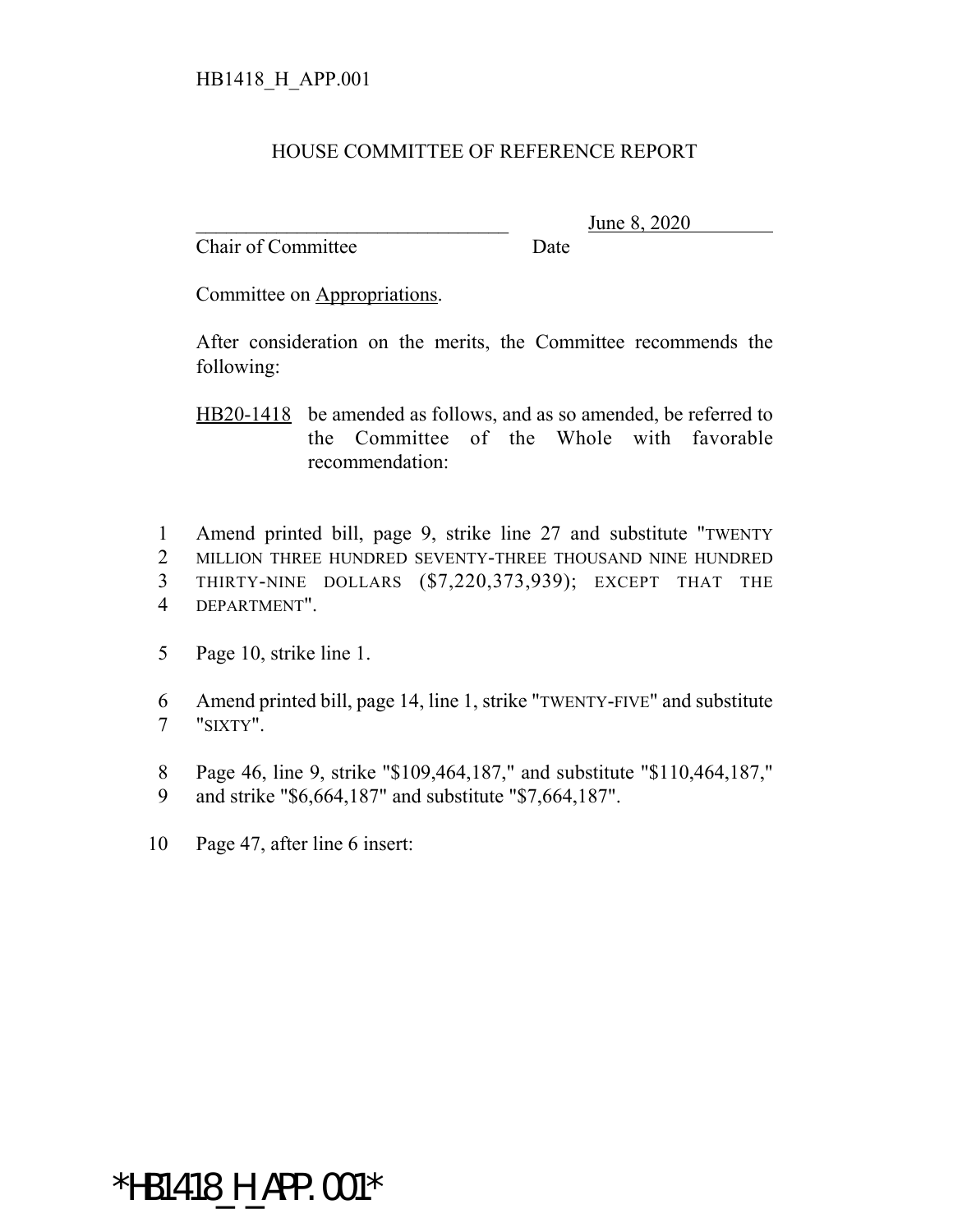HB1418_H_APP.001

# HOUSE COMMITTEE OF REFERENCE REPORT

_________________________________ June 8, 2020
Chair of Committee Date

Committee on Appropriations.

After consideration on the merits, the Committee recommends the following:

HB20-1418 be amended as follows, and as so amended, be referred to the Committee of the Whole with favorable recommendation:

1 Amend printed bill, page 9, strike line 27 and substitute "TWENTY
2 MILLION THREE HUNDRED SEVENTY-THREE THOUSAND NINE HUNDRED
3 THIRTY-NINE DOLLARS ($7,220,373,939); EXCEPT THAT THE
4 DEPARTMENT".

5 Page 10, strike line 1.

6 Amend printed bill, page 14, line 1, strike "TWENTY-FIVE" and substitute
7 "SIXTY".

8 Page 46, line 9, strike "$109,464,187," and substitute "$110,464,187,"
9 and strike "$6,664,187" and substitute "$7,664,187".

10 Page 47, after line 6 insert:

*HB1418_H_APP.001*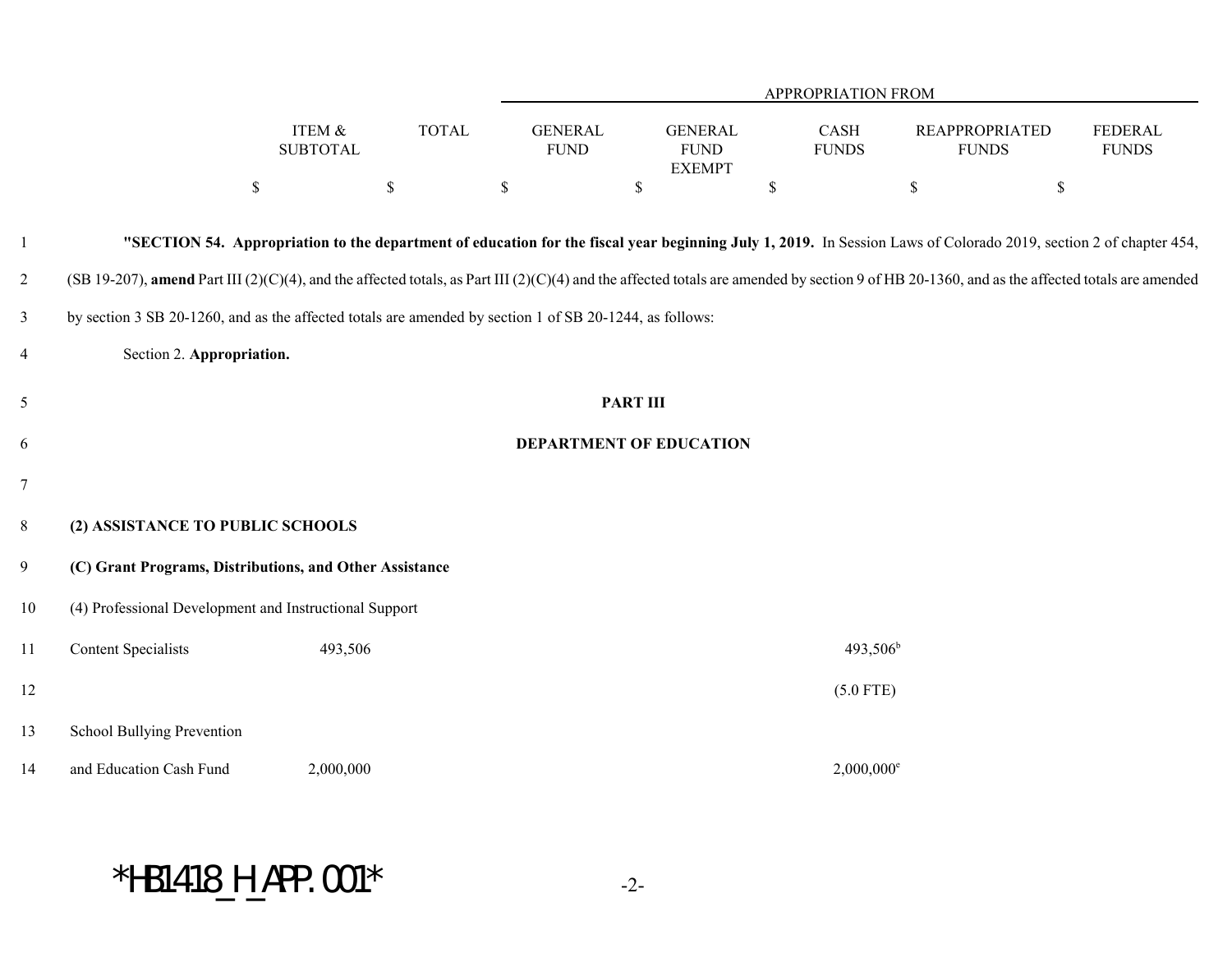| | ITEM & SUBTOTAL | TOTAL | GENERAL FUND | GENERAL FUND EXEMPT | CASH FUNDS | REAPPROPRIATED FUNDS | FEDERAL FUNDS |
|---|---|---|---|---|---|---|---|
| | | | APPROPRIATION FROM | | | | |
| | $ | $ | $ | $ | $ | $ | $ |

**"SECTION 54. Appropriation to the department of education for the fiscal year beginning July 1, 2019.** In Session Laws of Colorado 2019, section 2 of chapter 454, (SB 19-207), **amend** Part III (2)(C)(4), and the affected totals, as Part III (2)(C)(4) and the affected totals are amended by section 9 of HB 20-1360, and as the affected totals are amended by section 3 SB 20-1260, and as the affected totals are amended by section 1 of SB 20-1244, as follows:

Section 2. **Appropriation.**

**PART III**

**DEPARTMENT OF EDUCATION**

**(2) ASSISTANCE TO PUBLIC SCHOOLS**

**(C) Grant Programs, Distributions, and Other Assistance**

(4) Professional Development and Instructional Support

| | ITEM & SUBTOTAL | TOTAL | GENERAL FUND | GENERAL FUND EXEMPT | CASH FUNDS | REAPPROPRIATED FUNDS | FEDERAL FUNDS |
|---|---|---|---|---|---|---|---|
| Content Specialists | 493,506 | | | | 493,506[b] | | |
| | | | | | (5.0 FTE) | | |
| School Bullying Prevention and Education Cash Fund | 2,000,000 | | | | 2,000,000[e] | | |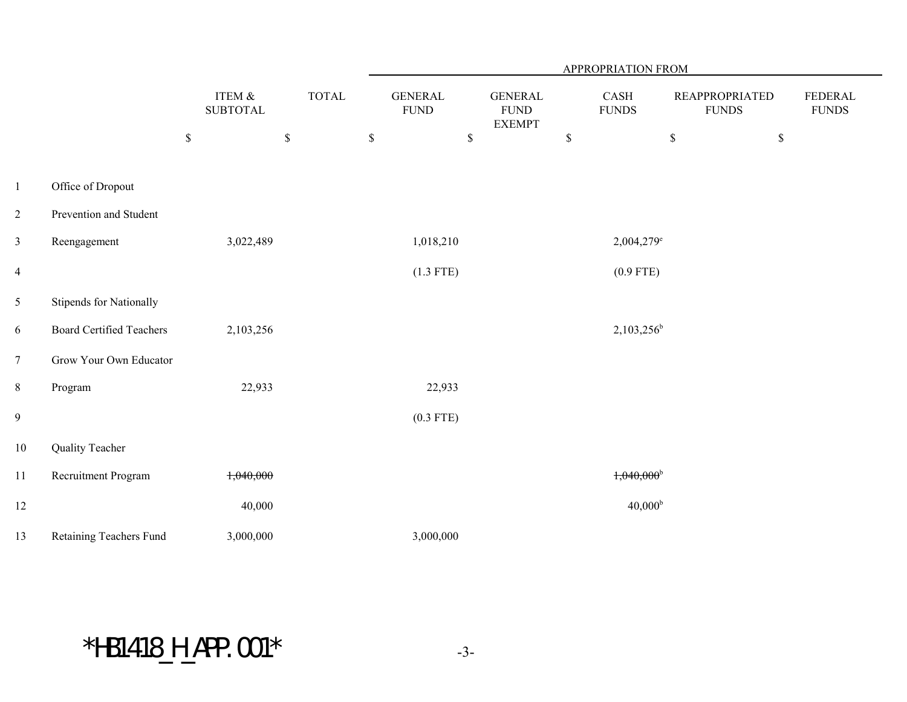| | | | APPROPRIATION FROM | | | | |
|---|---|---|---|---|---|---|---|
| | ITEM & SUBTOTAL | TOTAL | GENERAL FUND | GENERAL FUND EXEMPT | CASH FUNDS | REAPPROPRIATED FUNDS | FEDERAL FUNDS |
| | $ | $ | $ | $ | $ | $ | $ |
| Office of Dropout Prevention and Student Reengagement | 3,022,489 | | 1,018,210 | | 2,004,279[e] | | |
| | | | (1.3 FTE) | | (0.9 FTE) | | |
| Stipends for Nationally Board Certified Teachers | 2,103,256 | | | | 2,103,256[b] | | |
| Grow Your Own Educator Program | 22,933 | | 22,933 | | | | |
| | | | (0.3 FTE) | | | | |
| Quality Teacher Recruitment Program | ~~1,040,000~~ | | | | ~~1,040,000~~[b] | | |
| | 40,000 | | | | 40,000[b] | | |
| Retaining Teachers Fund | 3,000,000 | | 3,000,000 | | | | |

*HB1418_H_APP.001*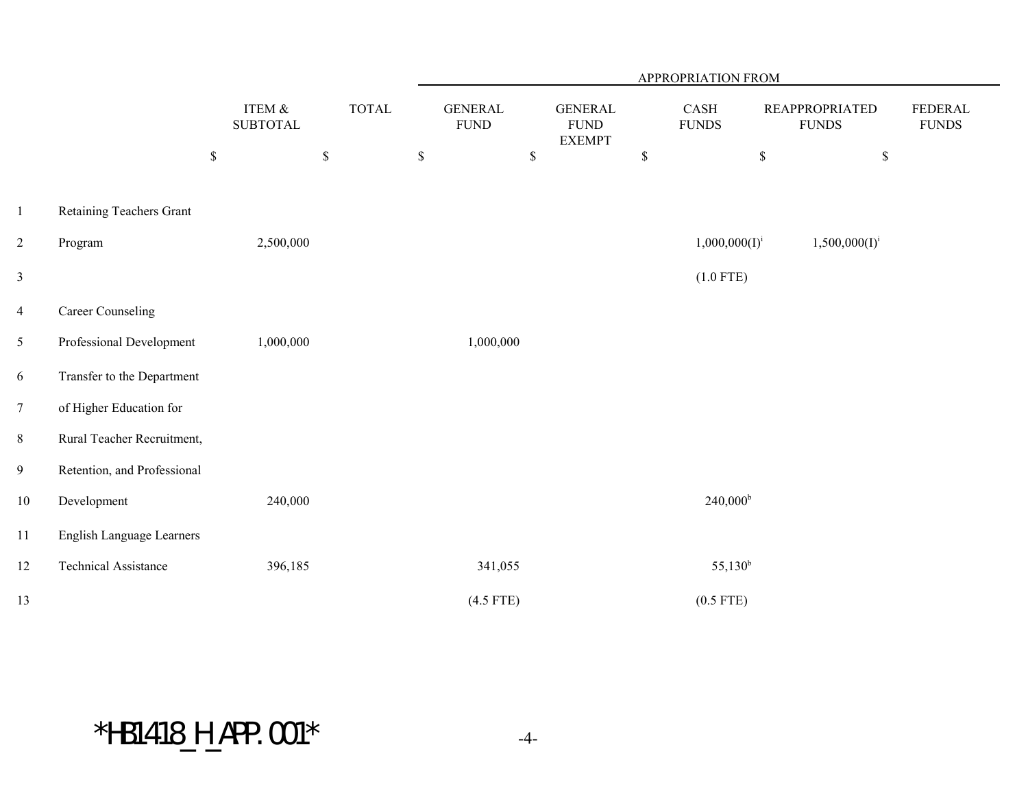| | ITEM & SUBTOTAL | TOTAL | GENERAL FUND | GENERAL FUND EXEMPT | CASH FUNDS | REAPPROPRIATED FUNDS | FEDERAL FUNDS |
|---|---|---|---|---|---|---|---|
| | | | APPROPRIATION FROM | | | | |
| | $ | $ | $ | $ | $ | $ | $ |
| Retaining Teachers Grant Program | 2,500,000 | | | | 1,000,000(I)[i] | 1,500,000(I)[i] | |
| | | | | | (1.0 FTE) | | |
| Career Counseling Professional Development | 1,000,000 | | 1,000,000 | | | | |
| Transfer to the Department of Higher Education for Rural Teacher Recruitment, Retention, and Professional Development | 240,000 | | | | 240,000[b] | | |
| English Language Learners Technical Assistance | 396,185 | | 341,055 | | 55,130[b] | | |
| | | | (4.5 FTE) | | (0.5 FTE) | | |

*HB1418_H_APP.001*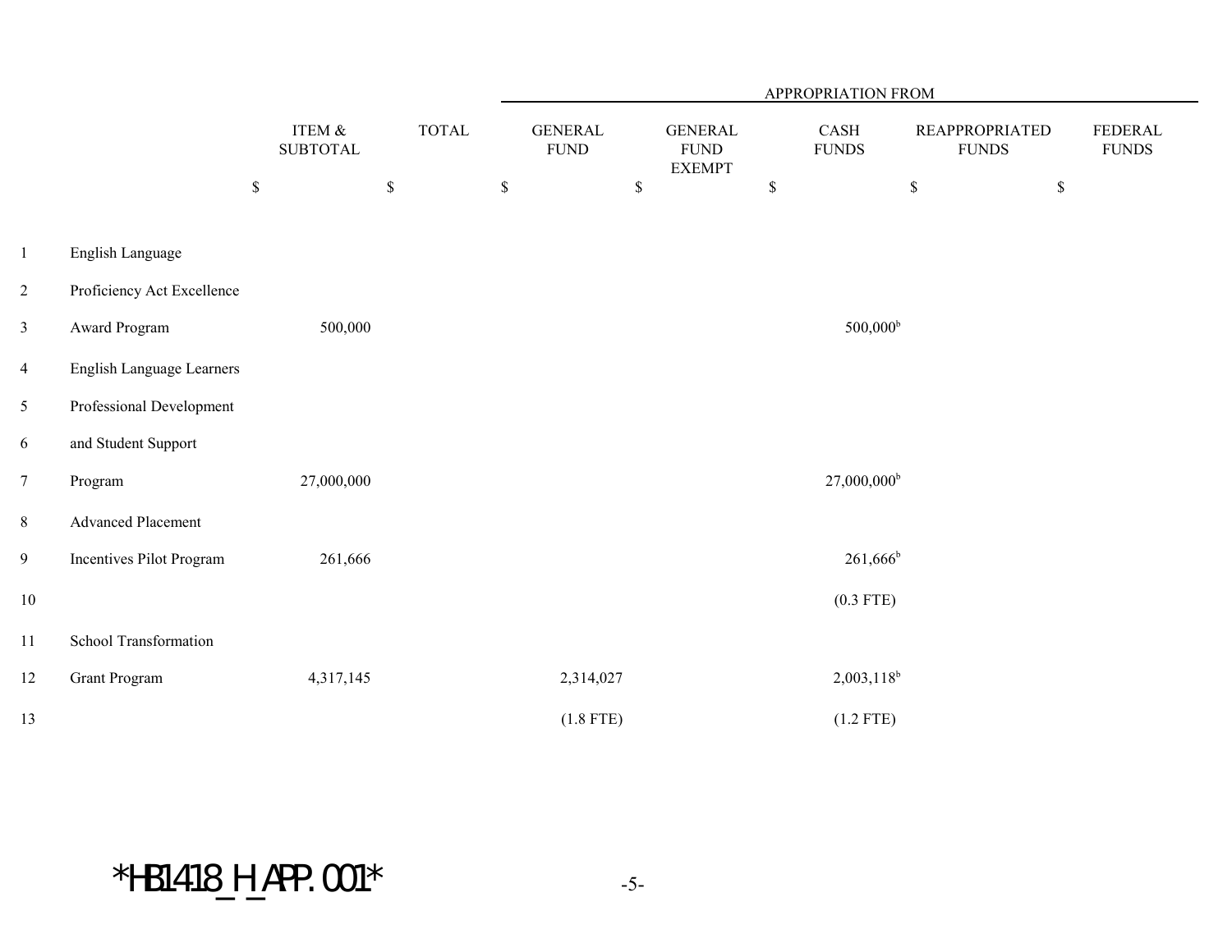| | ITEM & SUBTOTAL | TOTAL | GENERAL FUND | GENERAL FUND EXEMPT | CASH FUNDS | REAPPROPRIATED FUNDS | FEDERAL FUNDS |
|---|---|---|---|---|---|---|---|
| | | | APPROPRIATION FROM | | | | |
| | $ | $ | $ | $ | $ | $ | $ |
| English Language Proficiency Act Excellence Award Program | 500,000 | | | | 500,000[b] | | |
| English Language Learners Professional Development and Student Support Program | 27,000,000 | | | | 27,000,000[b] | | |
| Advanced Placement Incentives Pilot Program | 261,666 | | | | 261,666[b] | | |
| | | | | | (0.3 FTE) | | |
| School Transformation Grant Program | 4,317,145 | | 2,314,027 | | 2,003,118[b] | | |
| | | | (1.8 FTE) | | (1.2 FTE) | | |

*HB1418_H_APP.001*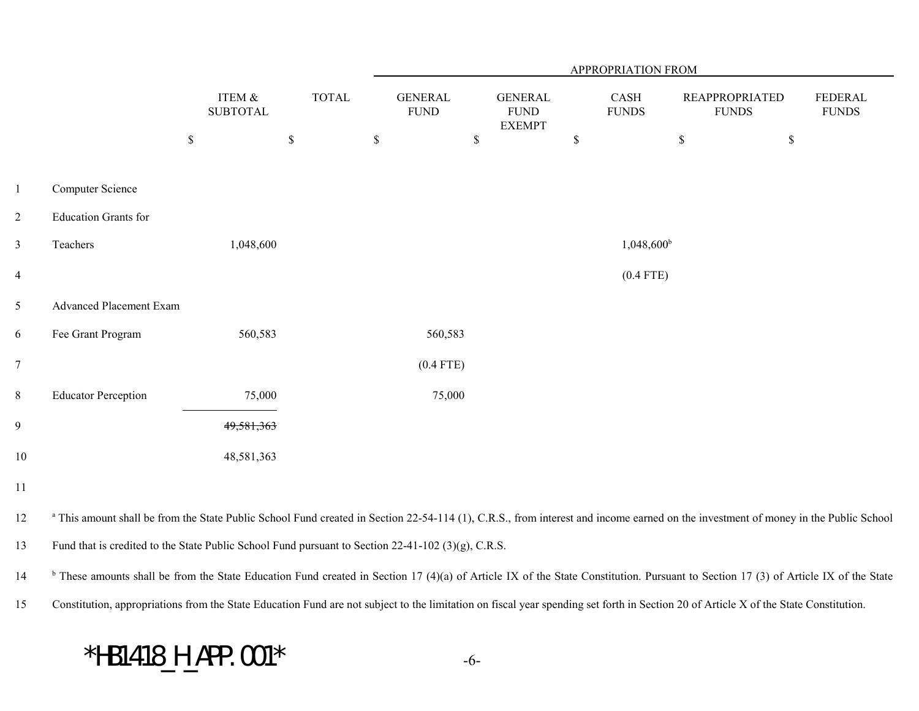| | ITEM & SUBTOTAL | TOTAL | GENERAL FUND | GENERAL FUND EXEMPT | CASH FUNDS | REAPPROPRIATED FUNDS | FEDERAL FUNDS |
|---|---|---|---|---|---|---|---|
| | | | APPROPRIATION FROM | | | | |
| | $ | $ | $ | $ | $ | $ | $ |
| Computer Science Education Grants for Teachers | 1,048,600 | | | | 1,048,600[b] | | |
| | | | | | (0.4 FTE) | | |
| Advanced Placement Exam Fee Grant Program | 560,583 | | 560,583 | | | | |
| | | | (0.4 FTE) | | | | |
| Educator Perception | 75,000 | | 75,000 | | | | |
| | ~~49,581,363~~ | | | | | | |
| | 48,581,363 | | | | | | |

[a] This amount shall be from the State Public School Fund created in Section 22-54-114 (1), C.R.S., from interest and income earned on the investment of money in the Public School Fund that is credited to the State Public School Fund pursuant to Section 22-41-102 (3)(g), C.R.S.

[b] These amounts shall be from the State Education Fund created in Section 17 (4)(a) of Article IX of the State Constitution. Pursuant to Section 17 (3) of Article IX of the State Constitution, appropriations from the State Education Fund are not subject to the limitation on fiscal year spending set forth in Section 20 of Article X of the State Constitution.

*HB1418_H_APP.001*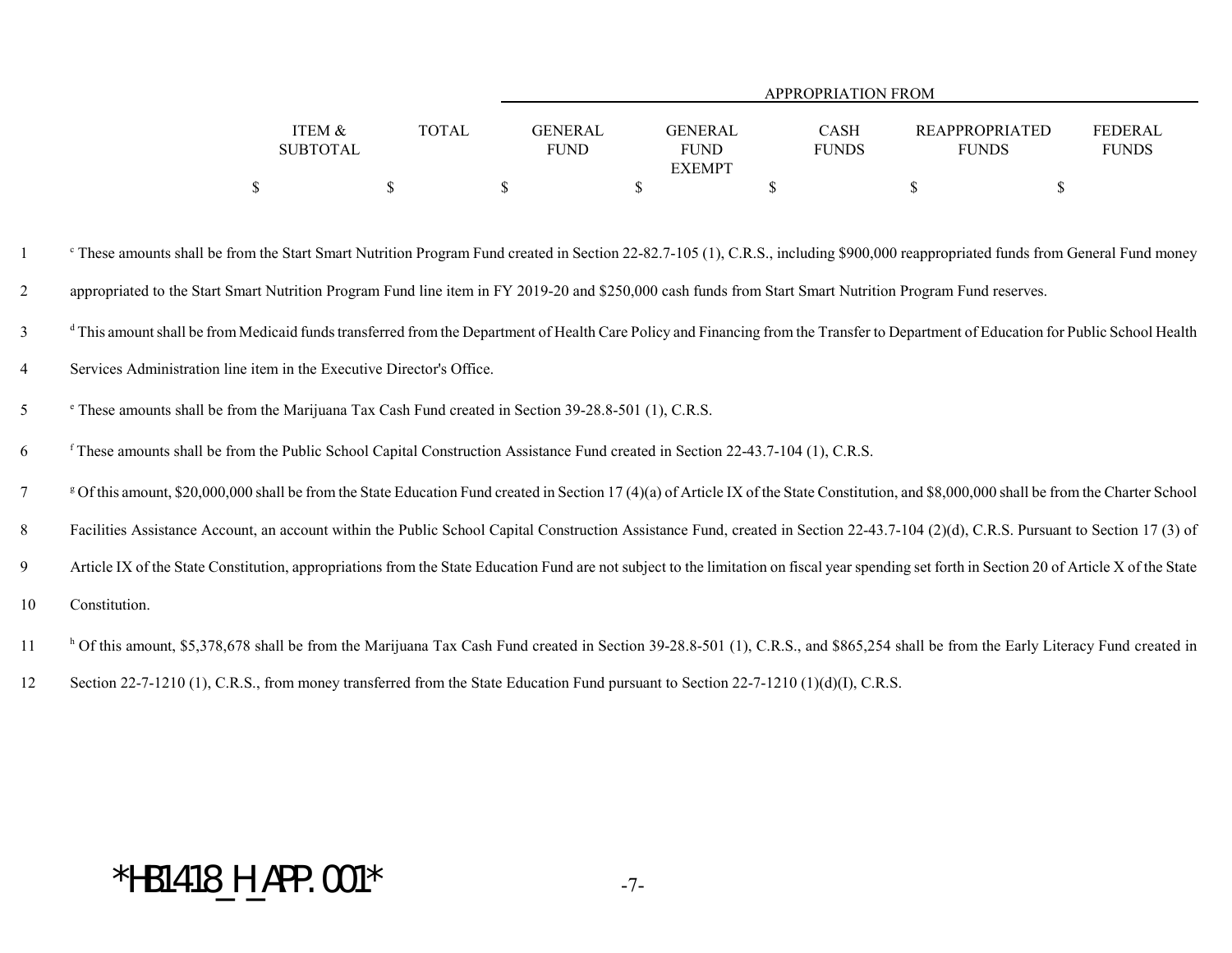| | ITEM & SUBTOTAL | TOTAL | APPROPRIATION FROM GENERAL FUND | GENERAL FUND EXEMPT | CASH FUNDS | REAPPROPRIATED FUNDS | FEDERAL FUNDS |
|---|---|---|---|---|---|---|---|
| | $ | $ | $ | $ | $ | $ | $ |

1 [c] These amounts shall be from the Start Smart Nutrition Program Fund created in Section 22-82.7-105 (1), C.R.S., including $900,000 reappropriated funds from General Fund money

2 appropriated to the Start Smart Nutrition Program Fund line item in FY 2019-20 and $250,000 cash funds from Start Smart Nutrition Program Fund reserves.

3 [d] This amount shall be from Medicaid funds transferred from the Department of Health Care Policy and Financing from the Transfer to Department of Education for Public School Health

4 Services Administration line item in the Executive Director's Office.

5 [e] These amounts shall be from the Marijuana Tax Cash Fund created in Section 39-28.8-501 (1), C.R.S.

6 [f] These amounts shall be from the Public School Capital Construction Assistance Fund created in Section 22-43.7-104 (1), C.R.S.

7 [g] Of this amount, $20,000,000 shall be from the State Education Fund created in Section 17 (4)(a) of Article IX of the State Constitution, and $8,000,000 shall be from the Charter School

8 Facilities Assistance Account, an account within the Public School Capital Construction Assistance Fund, created in Section 22-43.7-104 (2)(d), C.R.S. Pursuant to Section 17 (3) of

9 Article IX of the State Constitution, appropriations from the State Education Fund are not subject to the limitation on fiscal year spending set forth in Section 20 of Article X of the State

10 Constitution.

11 [h] Of this amount, $5,378,678 shall be from the Marijuana Tax Cash Fund created in Section 39-28.8-501 (1), C.R.S., and $865,254 shall be from the Early Literacy Fund created in

12 Section 22-7-1210 (1), C.R.S., from money transferred from the State Education Fund pursuant to Section 22-7-1210 (1)(d)(I), C.R.S.

*HB1418_H_APP.001*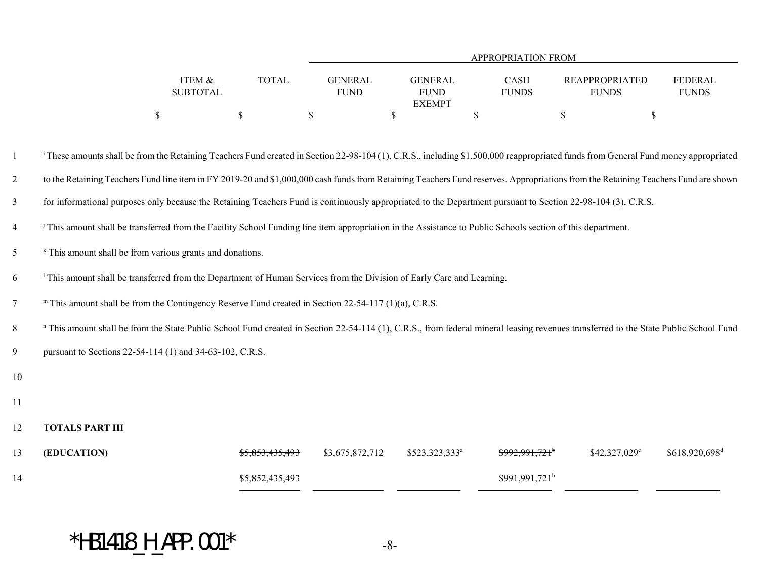| | ITEM & SUBTOTAL | TOTAL | APPROPRIATION FROM GENERAL FUND | GENERAL FUND EXEMPT | CASH FUNDS | REAPPROPRIATED FUNDS | FEDERAL FUNDS |
|---|---|---|---|---|---|---|---|
| | $ | $ | $ | $ | $ | $ | $ |

[i] These amounts shall be from the Retaining Teachers Fund created in Section 22-98-104 (1), C.R.S., including $1,500,000 reappropriated funds from General Fund money appropriated to the Retaining Teachers Fund line item in FY 2019-20 and $1,000,000 cash funds from Retaining Teachers Fund reserves. Appropriations from the Retaining Teachers Fund are shown for informational purposes only because the Retaining Teachers Fund is continuously appropriated to the Department pursuant to Section 22-98-104 (3), C.R.S.

[j] This amount shall be transferred from the Facility School Funding line item appropriation in the Assistance to Public Schools section of this department.

[k] This amount shall be from various grants and donations.

[l] This amount shall be transferred from the Department of Human Services from the Division of Early Care and Learning.

[m] This amount shall be from the Contingency Reserve Fund created in Section 22-54-117 (1)(a), C.R.S.

[n] This amount shall be from the State Public School Fund created in Section 22-54-114 (1), C.R.S., from federal mineral leasing revenues transferred to the State Public School Fund pursuant to Sections 22-54-114 (1) and 34-63-102, C.R.S.

| | ITEM & SUBTOTAL | TOTAL | GENERAL FUND | GENERAL FUND EXEMPT | CASH FUNDS | REAPPROPRIATED FUNDS | FEDERAL FUNDS |
|---|---|---|---|---|---|---|---|
| **TOTALS PART III** | | | | | | | |
| **(EDUCATION)** | | ~~$5,853,435,493~~ | $3,675,872,712 | $523,323,333[a] | ~~$992,991,721[b]~~ | $42,327,029[c] | $618,920,698[d] |
| | | $5,852,435,493 | | | $991,991,721[b] | | |

*HB1418_H_APP.001*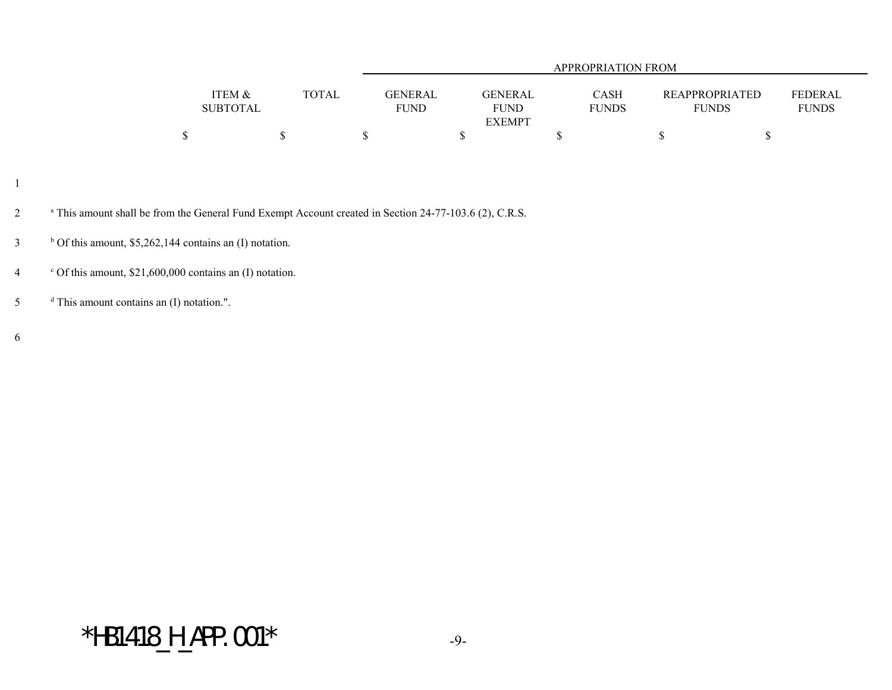| | ITEM & SUBTOTAL | TOTAL | APPROPRIATION FROM GENERAL FUND | GENERAL FUND EXEMPT | CASH FUNDS | REAPPROPRIATED FUNDS | FEDERAL FUNDS |
|---|---|---|---|---|---|---|---|
| | $ | $ | $ | $ | $ | $ | $ |

[a] This amount shall be from the General Fund Exempt Account created in Section 24-77-103.6 (2), C.R.S.

[b] Of this amount, $5,262,144 contains an (I) notation.

[c] Of this amount, $21,600,000 contains an (I) notation.

[d] This amount contains an (I) notation.".

*HB1418_H_APP.001*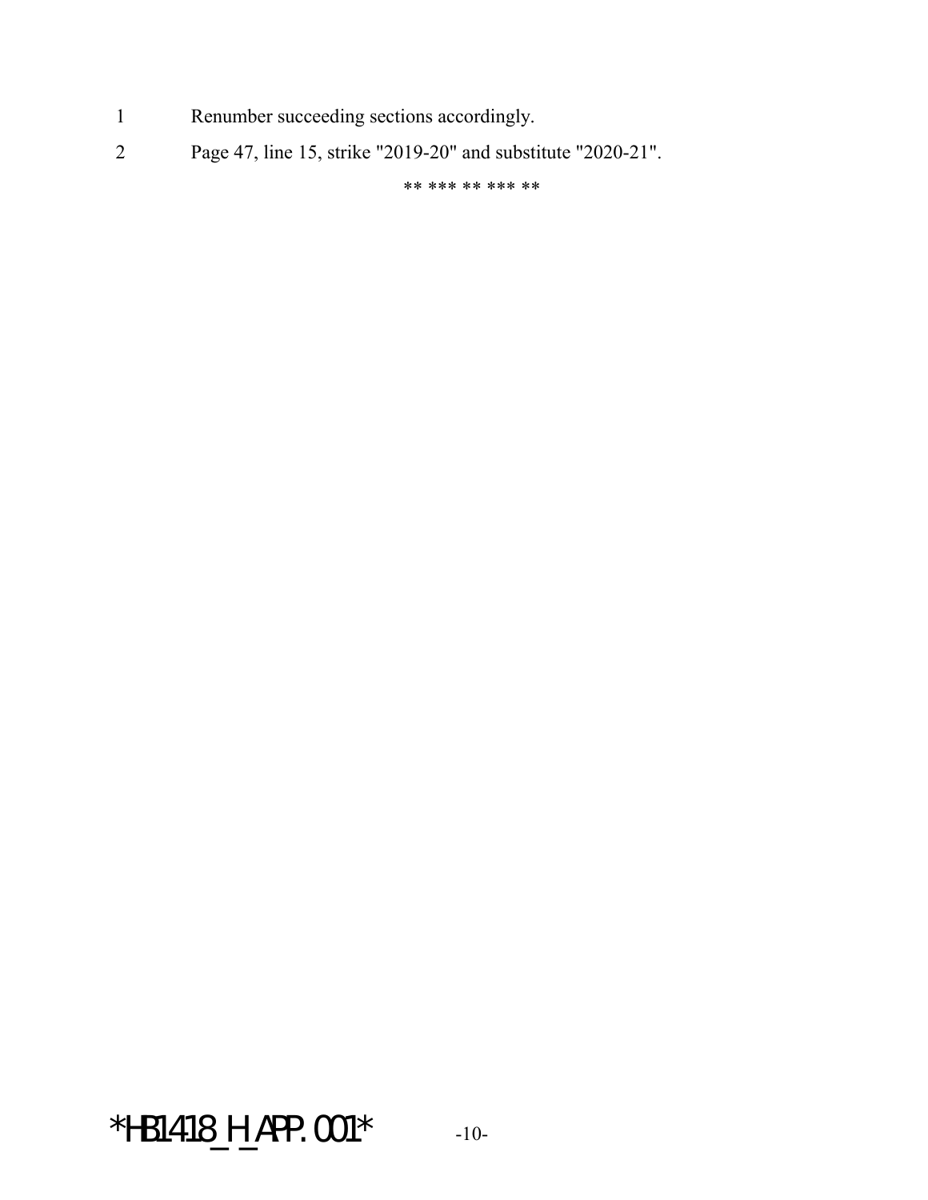1 Renumber succeeding sections accordingly.

2 Page 47, line 15, strike "2019-20" and substitute "2020-21".

** *** ** *** **

*HB1418_H_APP.001*